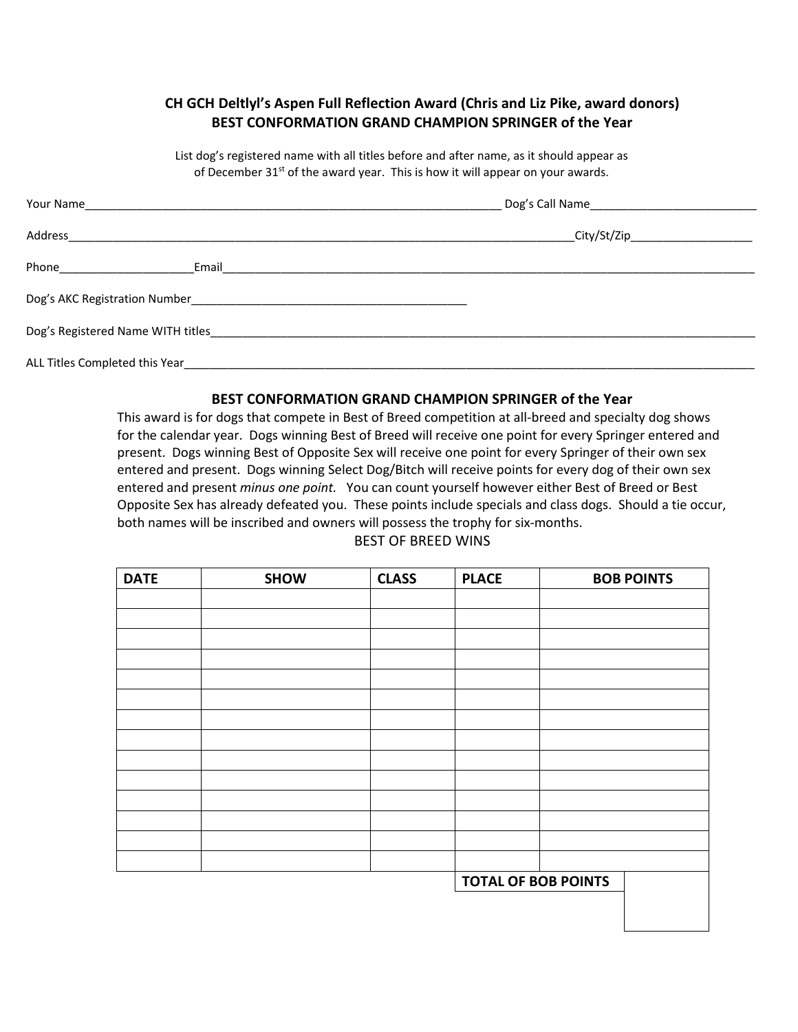## CH GCH Deltlyl's Aspen Full Reflection Award (Chris and Liz Pike, award donors)
## BEST CONFORMATION GRAND CHAMPION SPRINGER of the Year

List dog's registered name with all titles before and after name, as it should appear as of December 31st of the award year. This is how it will appear on your awards.

Your Name___________________________________________________________________ Dog's Call Name__________________________

Address__________________________________________________________________________________City/St/Zip___________________

Phone_____________________Email_________________________________________________________________________________________

Dog's AKC Registration Number____________________________________________

Dog's Registered Name WITH titles____________________________________________________________________________________________

ALL Titles Completed this Year_______________________________________________________________________________________________

### BEST CONFORMATION GRAND CHAMPION SPRINGER of the Year

This award is for dogs that compete in Best of Breed competition at all-breed and specialty dog shows for the calendar year. Dogs winning Best of Breed will receive one point for every Springer entered and present. Dogs winning Best of Opposite Sex will receive one point for every Springer of their own sex entered and present. Dogs winning Select Dog/Bitch will receive points for every dog of their own sex entered and present *minus one point.* You can count yourself however either Best of Breed or Best Opposite Sex has already defeated you. These points include specials and class dogs. Should a tie occur, both names will be inscribed and owners will possess the trophy for six-months.

BEST OF BREED WINS

| DATE | SHOW | CLASS | PLACE | BOB POINTS |
|---|---|---|---|---|
| | | | | |
| | | | | |
| | | | | |
| | | | | |
| | | | | |
| | | | | |
| | | | | |
| | | | | |
| | | | | |
| | | | | |
| | | | | |
| | | | | |
| | | | | |
| | | | | |
| | | | **TOTAL OF BOB POINTS** | |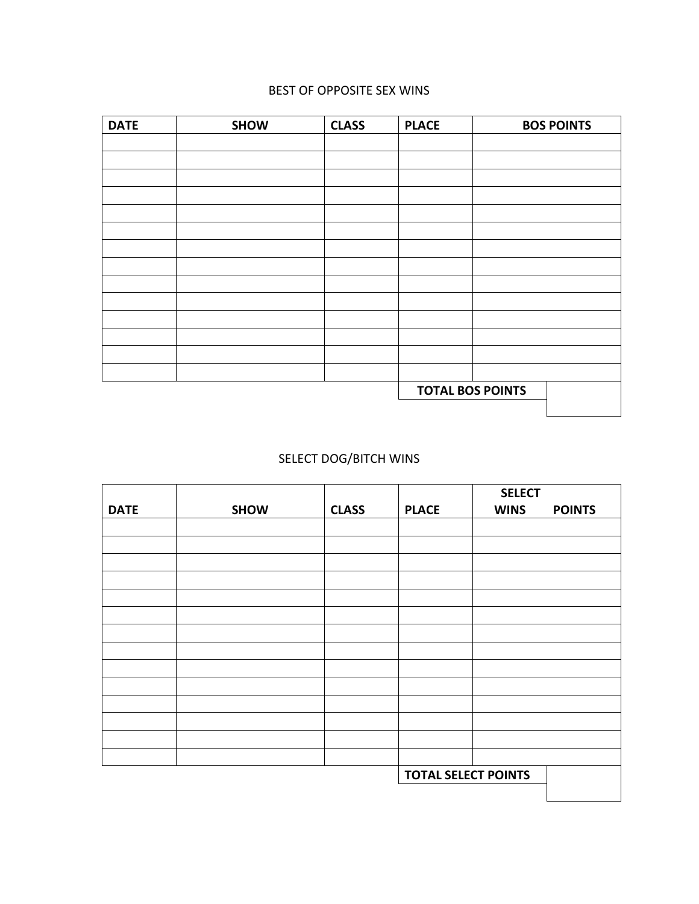BEST OF OPPOSITE SEX WINS

| DATE | SHOW | CLASS | PLACE | BOS POINTS |
| --- | --- | --- | --- | --- |
| | | | | |
| | | | | |
| | | | | |
| | | | | |
| | | | | |
| | | | | |
| | | | | |
| | | | | |
| | | | | |
| | | | | |
| | | | | |
| | | | | |
| | | | | |
| | | | | |
| | | | TOTAL BOS POINTS | |

SELECT DOG/BITCH WINS

| DATE | SHOW | CLASS | PLACE | SELECT WINS POINTS |
| --- | --- | --- | --- | --- |
| | | | | |
| | | | | |
| | | | | |
| | | | | |
| | | | | |
| | | | | |
| | | | | |
| | | | | |
| | | | | |
| | | | | |
| | | | | |
| | | | | |
| | | | | |
| | | | | |
| | | | TOTAL SELECT POINTS | |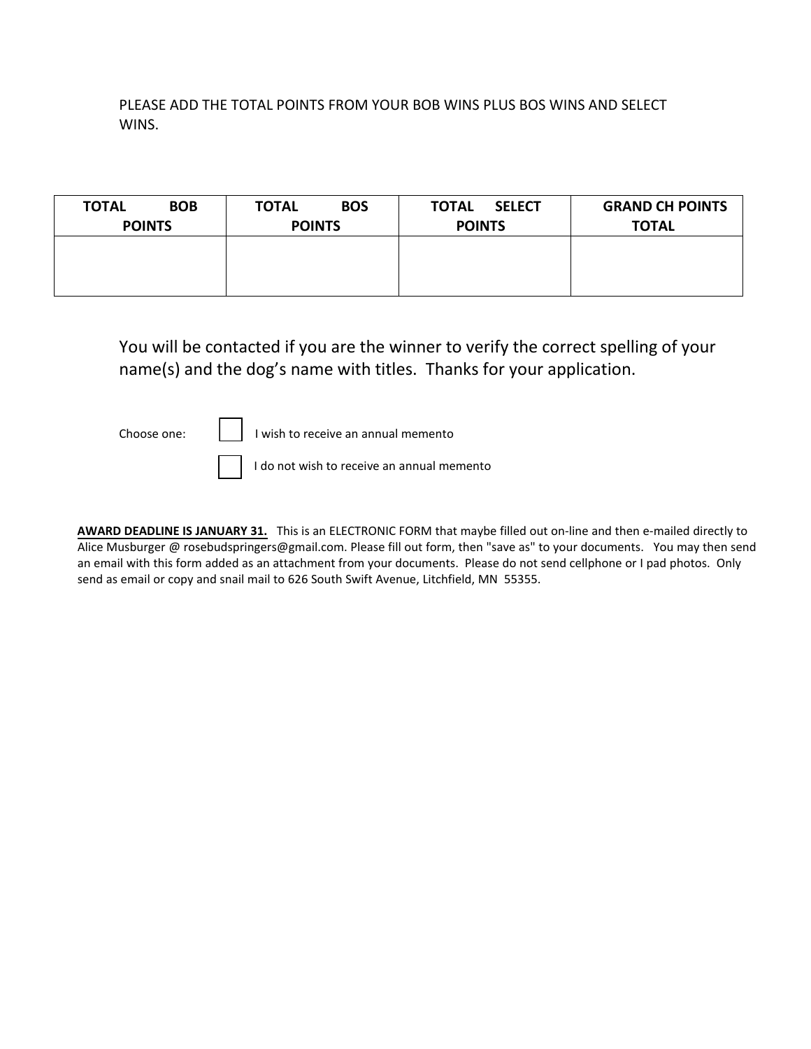PLEASE ADD THE TOTAL POINTS FROM YOUR BOB WINS PLUS BOS WINS AND SELECT WINS.

| TOTAL BOB POINTS | TOTAL BOS POINTS | TOTAL SELECT POINTS | GRAND CH POINTS TOTAL |
|---|---|---|---|
| | | | |

You will be contacted if you are the winner to verify the correct spelling of your name(s) and the dog's name with titles. Thanks for your application.

Choose one:

- ☐ I wish to receive an annual memento
- ☐ I do not wish to receive an annual memento

**AWARD DEADLINE IS JANUARY 31.** This is an ELECTRONIC FORM that maybe filled out on-line and then e-mailed directly to Alice Musburger @ rosebudspringers@gmail.com. Please fill out form, then "save as" to your documents. You may then send an email with this form added as an attachment from your documents. Please do not send cellphone or I pad photos. Only send as email or copy and snail mail to 626 South Swift Avenue, Litchfield, MN 55355.